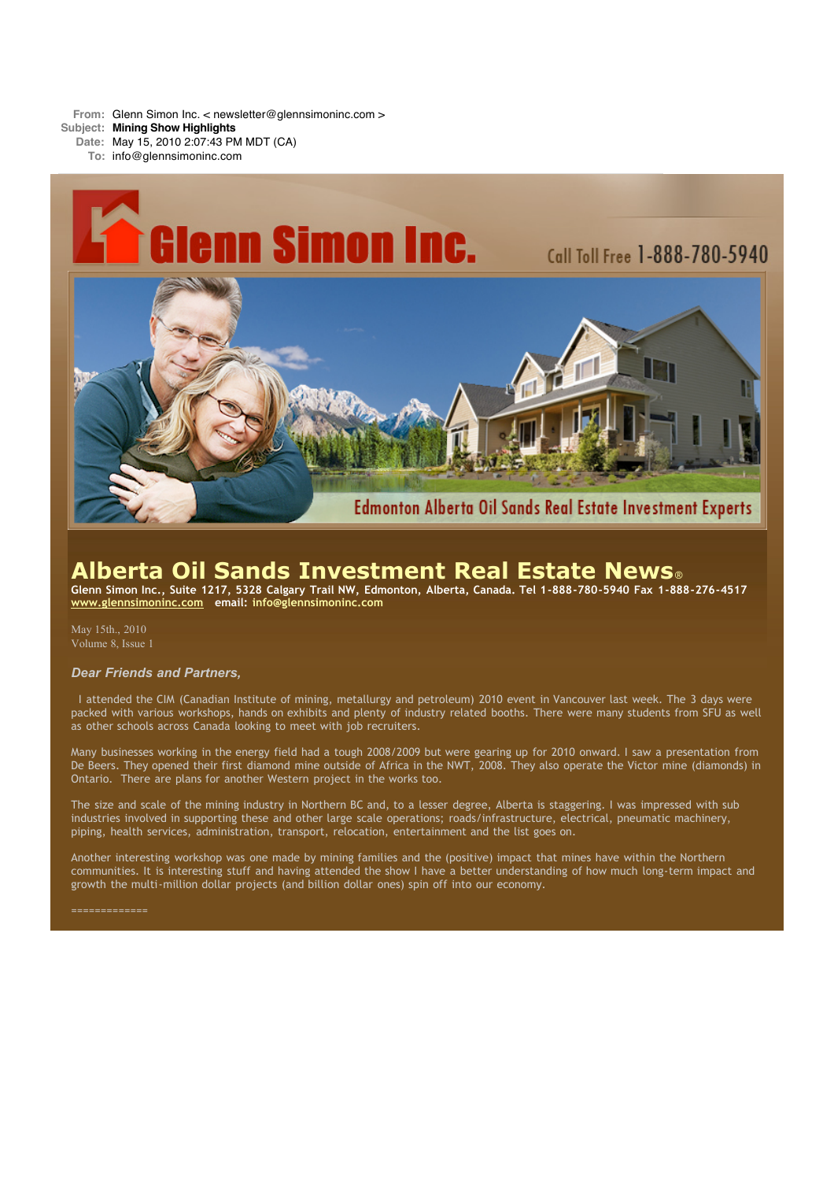**From:** Glenn Simon Inc. < newsletter@glennsimoninc.com >
**Subject:** **Mining Show Highlights**
**Date:** May 15, 2010 2:07:43 PM MDT (CA)
**To:** info@glennsimoninc.com

Glenn Simon Inc.

Call Toll Free 1-888-780-5940

Edmonton Alberta Oil Sands Real Estate Investment Experts

# Alberta Oil Sands Investment Real Estate News®

**Glenn Simon Inc., Suite 1217, 5328 Calgary Trail NW, Edmonton, Alberta, Canada. Tel 1-888-780-5940 Fax 1-888-276-4517**
**www.glennsimoninc.com email: info@glennsimoninc.com**

May 15th., 2010
Volume 8, Issue 1

***Dear Friends and Partners,***

I attended the CIM (Canadian Institute of mining, metallurgy and petroleum) 2010 event in Vancouver last week. The 3 days were packed with various workshops, hands on exhibits and plenty of industry related booths. There were many students from SFU as well as other schools across Canada looking to meet with job recruiters.

Many businesses working in the energy field had a tough 2008/2009 but were gearing up for 2010 onward. I saw a presentation from De Beers. They opened their first diamond mine outside of Africa in the NWT, 2008. They also operate the Victor mine (diamonds) in Ontario. There are plans for another Western project in the works too.

The size and scale of the mining industry in Northern BC and, to a lesser degree, Alberta is staggering. I was impressed with sub industries involved in supporting these and other large scale operations; roads/infrastructure, electrical, pneumatic machinery, piping, health services, administration, transport, relocation, entertainment and the list goes on.

Another interesting workshop was one made by mining families and the (positive) impact that mines have within the Northern communities. It is interesting stuff and having attended the show I have a better understanding of how much long-term impact and growth the multi-million dollar projects (and billion dollar ones) spin off into our economy.

=============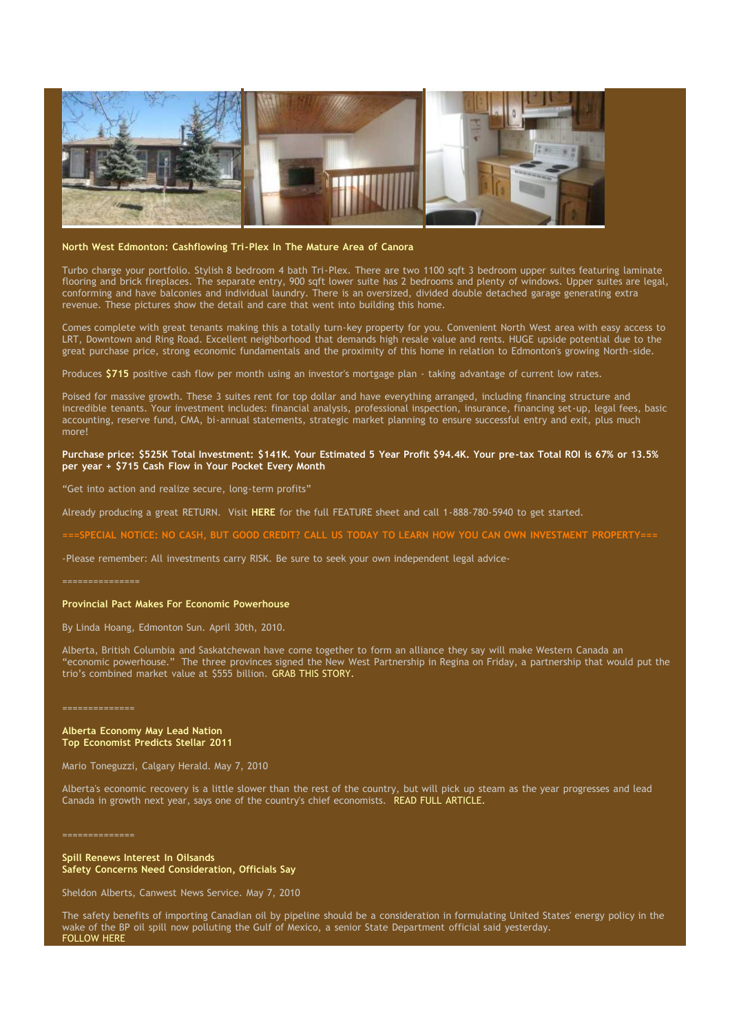**North West Edmonton: Cashflowing Tri-Plex In The Mature Area of Canora**

Turbo charge your portfolio. Stylish 8 bedroom 4 bath Tri-Plex. There are two 1100 sqft 3 bedroom upper suites featuring laminate flooring and brick fireplaces. The separate entry, 900 sqft lower suite has 2 bedrooms and plenty of windows. Upper suites are legal, conforming and have balconies and individual laundry. There is an oversized, divided double detached garage generating extra revenue. These pictures show the detail and care that went into building this home.

Comes complete with great tenants making this a totally turn-key property for you. Convenient North West area with easy access to LRT, Downtown and Ring Road. Excellent neighborhood that demands high resale value and rents. HUGE upside potential due to the great purchase price, strong economic fundamentals and the proximity of this home in relation to Edmonton's growing North-side.

Produces **$715** positive cash flow per month using an investor's mortgage plan - taking advantage of current low rates.

Poised for massive growth. These 3 suites rent for top dollar and have everything arranged, including financing structure and incredible tenants. Your investment includes: financial analysis, professional inspection, insurance, financing set-up, legal fees, basic accounting, reserve fund, CMA, bi-annual statements, strategic market planning to ensure successful entry and exit, plus much more!

**Purchase price: $525K Total Investment: $141K. Your Estimated 5 Year Profit $94.4K. Your pre-tax Total ROI is 67% or 13.5% per year + $715 Cash Flow in Your Pocket Every Month**

"Get into action and realize secure, long-term profits"

Already producing a great RETURN. Visit **HERE** for the full FEATURE sheet and call 1-888-780-5940 to get started.

===SPECIAL NOTICE: NO CASH, BUT GOOD CREDIT? CALL US TODAY TO LEARN HOW YOU CAN OWN INVESTMENT PROPERTY===

-Please remember: All investments carry RISK. Be sure to seek your own independent legal advice-

===============

**Provincial Pact Makes For Economic Powerhouse**

By Linda Hoang, Edmonton Sun. April 30th, 2010.

Alberta, British Columbia and Saskatchewan have come together to form an alliance they say will make Western Canada an "economic powerhouse." The three provinces signed the New West Partnership in Regina on Friday, a partnership that would put the trio's combined market value at $555 billion. GRAB THIS STORY.

==============

**Alberta Economy May Lead Nation**
**Top Economist Predicts Stellar 2011**

Mario Toneguzzi, Calgary Herald. May 7, 2010

Alberta's economic recovery is a little slower than the rest of the country, but will pick up steam as the year progresses and lead Canada in growth next year, says one of the country's chief economists. READ FULL ARTICLE.

==============

**Spill Renews Interest In Oilsands**
**Safety Concerns Need Consideration, Officials Say**

Sheldon Alberts, Canwest News Service. May 7, 2010

The safety benefits of importing Canadian oil by pipeline should be a consideration in formulating United States' energy policy in the wake of the BP oil spill now polluting the Gulf of Mexico, a senior State Department official said yesterday.
FOLLOW HERE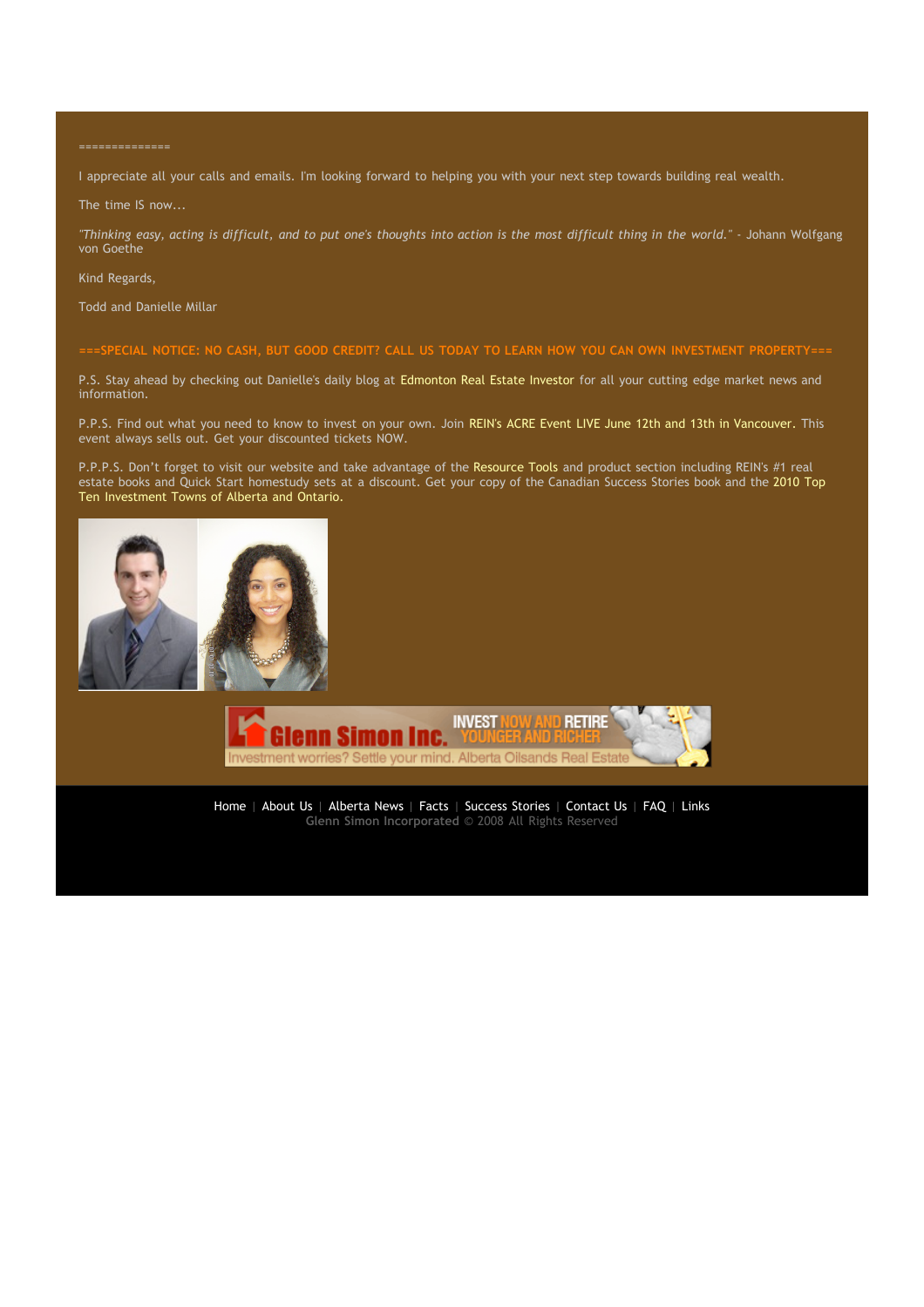==============

I appreciate all your calls and emails. I'm looking forward to helping you with your next step towards building real wealth.

The time IS now...

*"Thinking easy, acting is difficult, and to put one's thoughts into action is the most difficult thing in the world."* - Johann Wolfgang von Goethe

Kind Regards,

Todd and Danielle Millar

**===SPECIAL NOTICE: NO CASH, BUT GOOD CREDIT? CALL US TODAY TO LEARN HOW YOU CAN OWN INVESTMENT PROPERTY===**

P.S. Stay ahead by checking out Danielle's daily blog at Edmonton Real Estate Investor for all your cutting edge market news and information.

P.P.S. Find out what you need to know to invest on your own. Join REIN's ACRE Event LIVE June 12th and 13th in Vancouver. This event always sells out. Get your discounted tickets NOW.

P.P.P.S. Don't forget to visit our website and take advantage of the Resource Tools and product section including REIN's #1 real estate books and Quick Start homestudy sets at a discount. Get your copy of the Canadian Success Stories book and the 2010 Top Ten Investment Towns of Alberta and Ontario.

Home | About Us | Alberta News | Facts | Success Stories | Contact Us | FAQ | Links

Glenn Simon Incorporated © 2008 All Rights Reserved